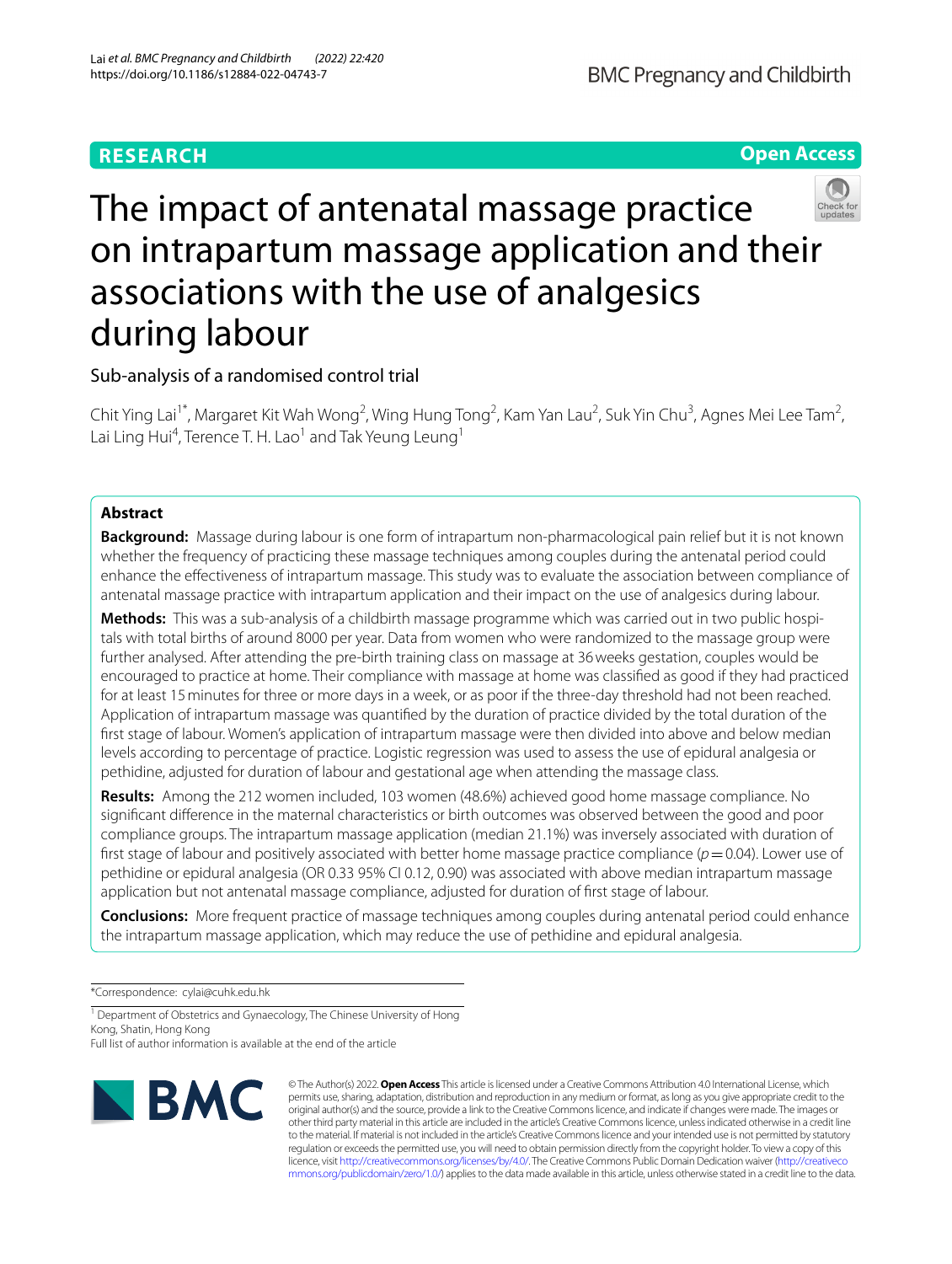RESEARCH

Open Access

# The impact of antenatal massage practice on intrapartum massage application and their associations with the use of analgesics during labour

Sub-analysis of a randomised control trial

Chit Ying Lai[1*], Margaret Kit Wah Wong[2], Wing Hung Tong[2], Kam Yan Lau[2], Suk Yin Chu[3], Agnes Mei Lee Tam[2], Lai Ling Hui[4], Terence T. H. Lao[1] and Tak Yeung Leung[1]

## Abstract

**Background:** Massage during labour is one form of intrapartum non-pharmacological pain relief but it is not known whether the frequency of practicing these massage techniques among couples during the antenatal period could enhance the effectiveness of intrapartum massage. This study was to evaluate the association between compliance of antenatal massage practice with intrapartum application and their impact on the use of analgesics during labour.

**Methods:** This was a sub-analysis of a childbirth massage programme which was carried out in two public hospitals with total births of around 8000 per year. Data from women who were randomized to the massage group were further analysed. After attending the pre-birth training class on massage at 36 weeks gestation, couples would be encouraged to practice at home. Their compliance with massage at home was classified as good if they had practiced for at least 15 minutes for three or more days in a week, or as poor if the three-day threshold had not been reached. Application of intrapartum massage was quantified by the duration of practice divided by the total duration of the first stage of labour. Women's application of intrapartum massage were then divided into above and below median levels according to percentage of practice. Logistic regression was used to assess the use of epidural analgesia or pethidine, adjusted for duration of labour and gestational age when attending the massage class.

**Results:** Among the 212 women included, 103 women (48.6%) achieved good home massage compliance. No significant difference in the maternal characteristics or birth outcomes was observed between the good and poor compliance groups. The intrapartum massage application (median 21.1%) was inversely associated with duration of first stage of labour and positively associated with better home massage practice compliance ($p = 0.04$). Lower use of pethidine or epidural analgesia (OR 0.33 95% CI 0.12, 0.90) was associated with above median intrapartum massage application but not antenatal massage compliance, adjusted for duration of first stage of labour.

**Conclusions:** More frequent practice of massage techniques among couples during antenatal period could enhance the intrapartum massage application, which may reduce the use of pethidine and epidural analgesia.

*Correspondence: cylai@cuhk.edu.hk

[1] Department of Obstetrics and Gynaecology, The Chinese University of Hong Kong, Shatin, Hong Kong

Full list of author information is available at the end of the article

© The Author(s) 2022. **Open Access** This article is licensed under a Creative Commons Attribution 4.0 International License, which permits use, sharing, adaptation, distribution and reproduction in any medium or format, as long as you give appropriate credit to the original author(s) and the source, provide a link to the Creative Commons licence, and indicate if changes were made. The images or other third party material in this article are included in the article's Creative Commons licence, unless indicated otherwise in a credit line to the material. If material is not included in the article's Creative Commons licence and your intended use is not permitted by statutory regulation or exceeds the permitted use, you will need to obtain permission directly from the copyright holder. To view a copy of this licence, visit http://creativecommons.org/licenses/by/4.0/. The Creative Commons Public Domain Dedication waiver (http://creativecommons.org/publicdomain/zero/1.0/) applies to the data made available in this article, unless otherwise stated in a credit line to the data.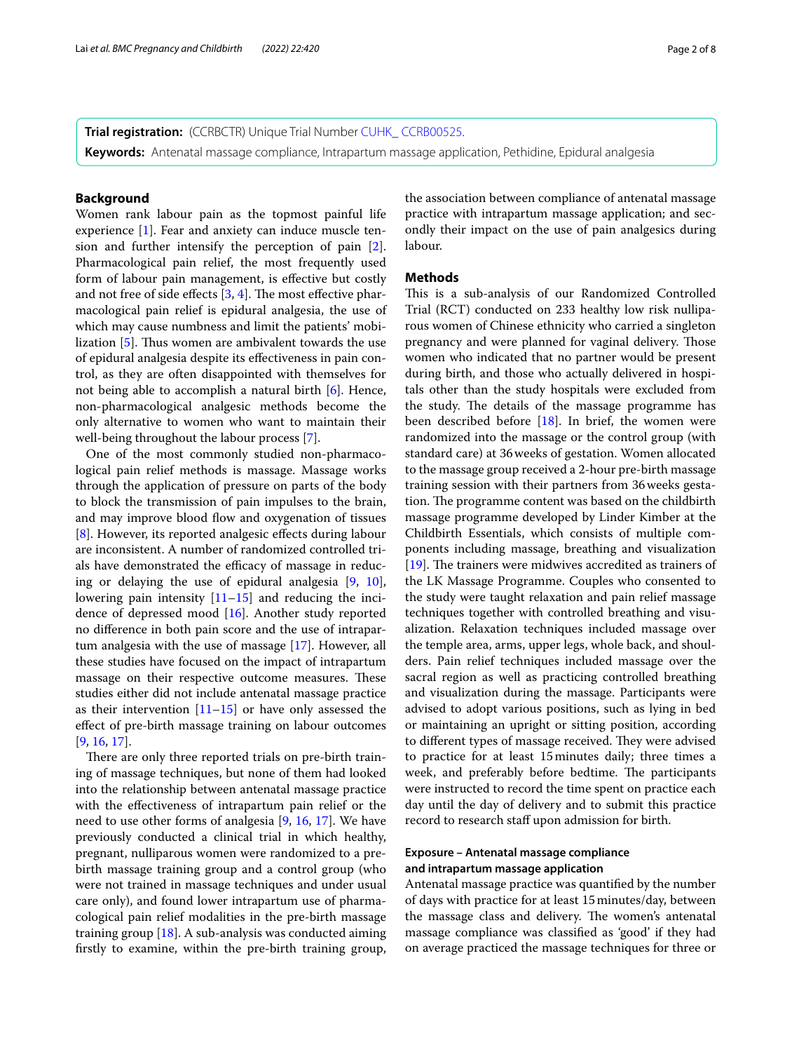**Trial registration:** (CCRBCTR) Unique Trial Number CUHK_ CCRB00525.

**Keywords:** Antenatal massage compliance, Intrapartum massage application, Pethidine, Epidural analgesia

## Background

Women rank labour pain as the topmost painful life experience [1]. Fear and anxiety can induce muscle tension and further intensify the perception of pain [2]. Pharmacological pain relief, the most frequently used form of labour pain management, is effective but costly and not free of side effects [3, 4]. The most effective pharmacological pain relief is epidural analgesia, the use of which may cause numbness and limit the patients' mobilization [5]. Thus women are ambivalent towards the use of epidural analgesia despite its effectiveness in pain control, as they are often disappointed with themselves for not being able to accomplish a natural birth [6]. Hence, non-pharmacological analgesic methods become the only alternative to women who want to maintain their well-being throughout the labour process [7].

One of the most commonly studied non-pharmacological pain relief methods is massage. Massage works through the application of pressure on parts of the body to block the transmission of pain impulses to the brain, and may improve blood flow and oxygenation of tissues [8]. However, its reported analgesic effects during labour are inconsistent. A number of randomized controlled trials have demonstrated the efficacy of massage in reducing or delaying the use of epidural analgesia [9, 10], lowering pain intensity [11–15] and reducing the incidence of depressed mood [16]. Another study reported no difference in both pain score and the use of intrapartum analgesia with the use of massage [17]. However, all these studies have focused on the impact of intrapartum massage on their respective outcome measures. These studies either did not include antenatal massage practice as their intervention [11–15] or have only assessed the effect of pre-birth massage training on labour outcomes [9, 16, 17].

There are only three reported trials on pre-birth training of massage techniques, but none of them had looked into the relationship between antenatal massage practice with the effectiveness of intrapartum pain relief or the need to use other forms of analgesia [9, 16, 17]. We have previously conducted a clinical trial in which healthy, pregnant, nulliparous women were randomized to a pre-birth massage training group and a control group (who were not trained in massage techniques and under usual care only), and found lower intrapartum use of pharmacological pain relief modalities in the pre-birth massage training group [18]. A sub-analysis was conducted aiming firstly to examine, within the pre-birth training group, the association between compliance of antenatal massage practice with intrapartum massage application; and secondly their impact on the use of pain analgesics during labour.

## Methods

This is a sub-analysis of our Randomized Controlled Trial (RCT) conducted on 233 healthy low risk nulliparous women of Chinese ethnicity who carried a singleton pregnancy and were planned for vaginal delivery. Those women who indicated that no partner would be present during birth, and those who actually delivered in hospitals other than the study hospitals were excluded from the study. The details of the massage programme has been described before [18]. In brief, the women were randomized into the massage or the control group (with standard care) at 36 weeks of gestation. Women allocated to the massage group received a 2-hour pre-birth massage training session with their partners from 36 weeks gestation. The programme content was based on the childbirth massage programme developed by Linder Kimber at the Childbirth Essentials, which consists of multiple components including massage, breathing and visualization [19]. The trainers were midwives accredited as trainers of the LK Massage Programme. Couples who consented to the study were taught relaxation and pain relief massage techniques together with controlled breathing and visualization. Relaxation techniques included massage over the temple area, arms, upper legs, whole back, and shoulders. Pain relief techniques included massage over the sacral region as well as practicing controlled breathing and visualization during the massage. Participants were advised to adopt various positions, such as lying in bed or maintaining an upright or sitting position, according to different types of massage received. They were advised to practice for at least 15 minutes daily; three times a week, and preferably before bedtime. The participants were instructed to record the time spent on practice each day until the day of delivery and to submit this practice record to research staff upon admission for birth.

### Exposure – Antenatal massage compliance and intrapartum massage application

Antenatal massage practice was quantified by the number of days with practice for at least 15 minutes/day, between the massage class and delivery. The women's antenatal massage compliance was classified as 'good' if they had on average practiced the massage techniques for three or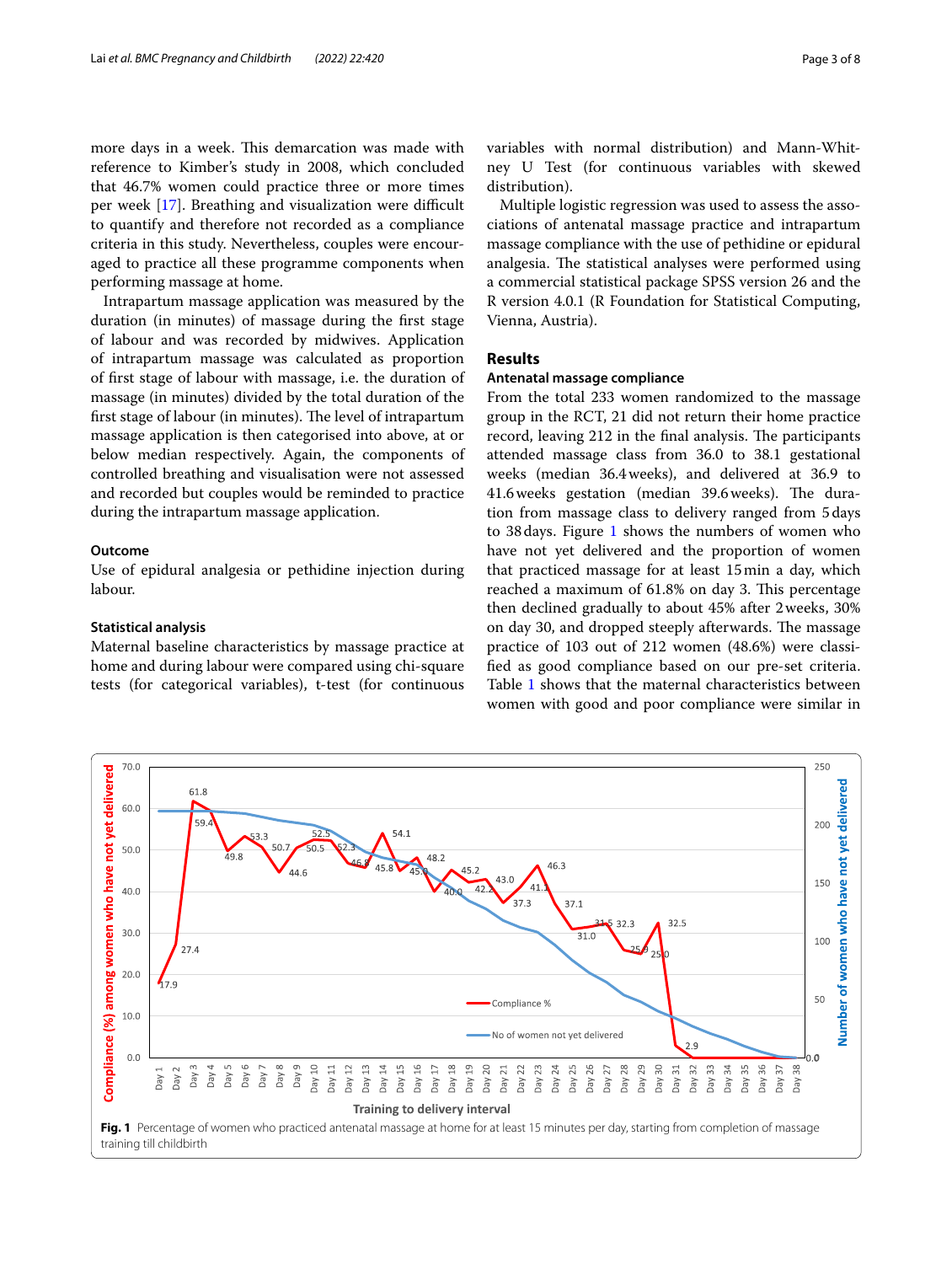more days in a week. This demarcation was made with reference to Kimber's study in 2008, which concluded that 46.7% women could practice three or more times per week [17]. Breathing and visualization were difficult to quantify and therefore not recorded as a compliance criteria in this study. Nevertheless, couples were encouraged to practice all these programme components when performing massage at home.

Intrapartum massage application was measured by the duration (in minutes) of massage during the first stage of labour and was recorded by midwives. Application of intrapartum massage was calculated as proportion of first stage of labour with massage, i.e. the duration of massage (in minutes) divided by the total duration of the first stage of labour (in minutes). The level of intrapartum massage application is then categorised into above, at or below median respectively. Again, the components of controlled breathing and visualisation were not assessed and recorded but couples would be reminded to practice during the intrapartum massage application.

### Outcome

Use of epidural analgesia or pethidine injection during labour.

### Statistical analysis

Maternal baseline characteristics by massage practice at home and during labour were compared using chi-square tests (for categorical variables), t-test (for continuous variables with normal distribution) and Mann-Whitney U Test (for continuous variables with skewed distribution).

Multiple logistic regression was used to assess the associations of antenatal massage practice and intrapartum massage compliance with the use of pethidine or epidural analgesia. The statistical analyses were performed using a commercial statistical package SPSS version 26 and the R version 4.0.1 (R Foundation for Statistical Computing, Vienna, Austria).

## Results

### Antenatal massage compliance

From the total 233 women randomized to the massage group in the RCT, 21 did not return their home practice record, leaving 212 in the final analysis. The participants attended massage class from 36.0 to 38.1 gestational weeks (median 36.4 weeks), and delivered at 36.9 to 41.6 weeks gestation (median 39.6 weeks). The duration from massage class to delivery ranged from 5 days to 38 days. Figure 1 shows the numbers of women who have not yet delivered and the proportion of women that practiced massage for at least 15 min a day, which reached a maximum of 61.8% on day 3. This percentage then declined gradually to about 45% after 2 weeks, 30% on day 30, and dropped steeply afterwards. The massage practice of 103 out of 212 women (48.6%) were classified as good compliance based on our pre-set criteria. Table 1 shows that the maternal characteristics between women with good and poor compliance were similar in

**Fig. 1** Percentage of women who practiced antenatal massage at home for at least 15 minutes per day, starting from completion of massage training till childbirth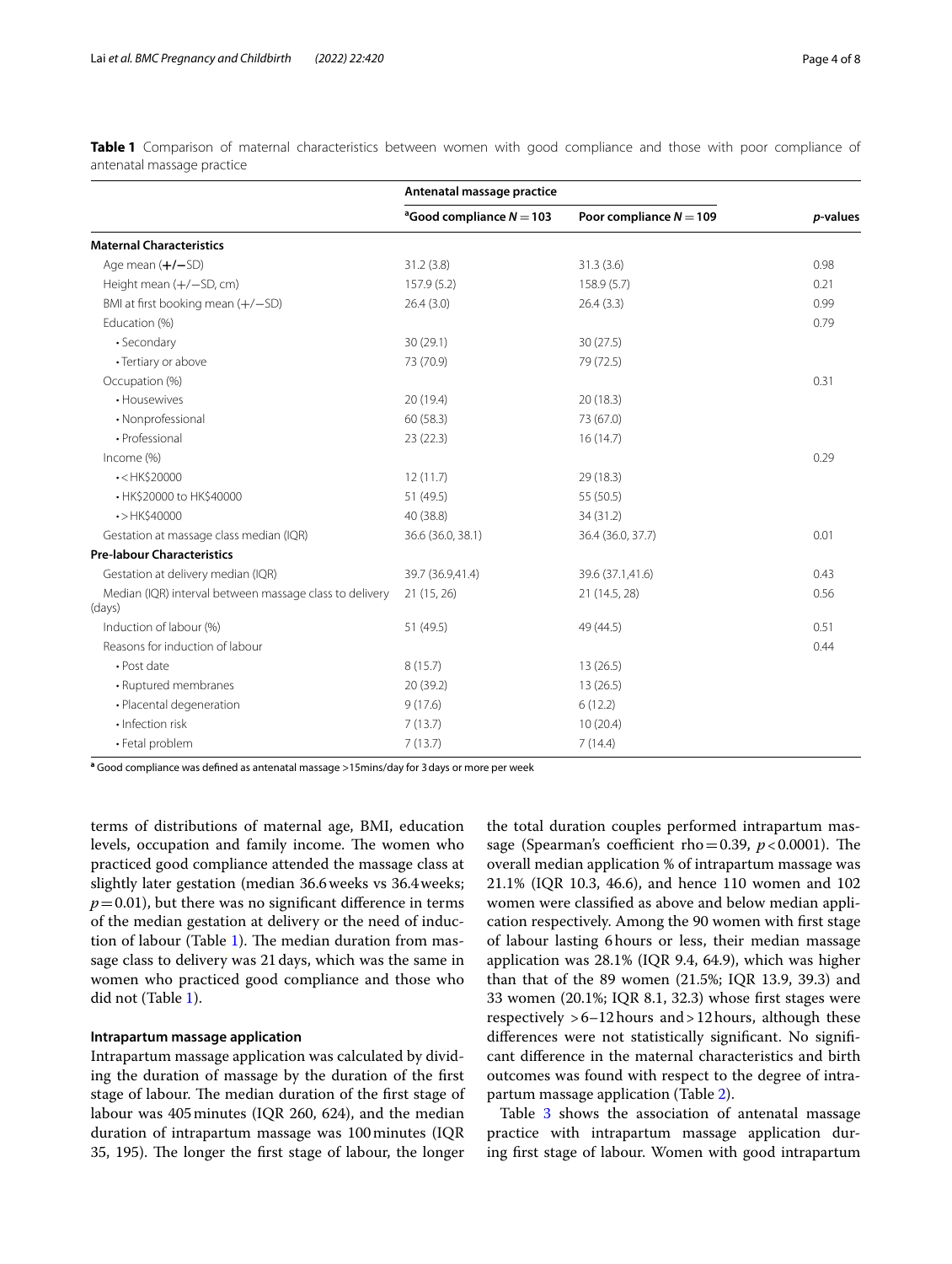**Table 1** Comparison of maternal characteristics between women with good compliance and those with poor compliance of antenatal massage practice

| | Antenatal massage practice | | |
|---|---|---|---|
| | [a]Good compliance $N=103$ | Poor compliance $N=109$ | *p*-values |
| **Maternal Characteristics** | | | |
| Age mean (+/−SD) | 31.2 (3.8) | 31.3 (3.6) | 0.98 |
| Height mean (+/−SD, cm) | 157.9 (5.2) | 158.9 (5.7) | 0.21 |
| BMI at first booking mean (+/−SD) | 26.4 (3.0) | 26.4 (3.3) | 0.99 |
| Education (%) | | | 0.79 |
| • Secondary | 30 (29.1) | 30 (27.5) | |
| • Tertiary or above | 73 (70.9) | 79 (72.5) | |
| Occupation (%) | | | 0.31 |
| • Housewives | 20 (19.4) | 20 (18.3) | |
| • Nonprofessional | 60 (58.3) | 73 (67.0) | |
| • Professional | 23 (22.3) | 16 (14.7) | |
| Income (%) | | | 0.29 |
| • < HK$20000 | 12 (11.7) | 29 (18.3) | |
| • HK$20000 to HK$40000 | 51 (49.5) | 55 (50.5) | |
| • > HK$40000 | 40 (38.8) | 34 (31.2) | |
| Gestation at massage class median (IQR) | 36.6 (36.0, 38.1) | 36.4 (36.0, 37.7) | 0.01 |
| **Pre-labour Characteristics** | | | |
| Gestation at delivery median (IQR) | 39.7 (36.9,41.4) | 39.6 (37.1,41.6) | 0.43 |
| Median (IQR) interval between massage class to delivery (days) | 21 (15, 26) | 21 (14.5, 28) | 0.56 |
| Induction of labour (%) | 51 (49.5) | 49 (44.5) | 0.51 |
| Reasons for induction of labour | | | 0.44 |
| • Post date | 8 (15.7) | 13 (26.5) | |
| • Ruptured membranes | 20 (39.2) | 13 (26.5) | |
| • Placental degeneration | 9 (17.6) | 6 (12.2) | |
| • Infection risk | 7 (13.7) | 10 (20.4) | |
| • Fetal problem | 7 (13.7) | 7 (14.4) | |

[a] Good compliance was defined as antenatal massage >15mins/day for 3 days or more per week

terms of distributions of maternal age, BMI, education levels, occupation and family income. The women who practiced good compliance attended the massage class at slightly later gestation (median 36.6 weeks vs 36.4 weeks; $p=0.01$), but there was no significant difference in terms of the median gestation at delivery or the need of induction of labour (Table 1). The median duration from massage class to delivery was 21 days, which was the same in women who practiced good compliance and those who did not (Table 1).

### Intrapartum massage application

Intrapartum massage application was calculated by dividing the duration of massage by the duration of the first stage of labour. The median duration of the first stage of labour was 405 minutes (IQR 260, 624), and the median duration of intrapartum massage was 100 minutes (IQR 35, 195). The longer the first stage of labour, the longer the total duration couples performed intrapartum massage (Spearman's coefficient rho $=0.39$, $p<0.0001$). The overall median application % of intrapartum massage was 21.1% (IQR 10.3, 46.6), and hence 110 women and 102 women were classified as above and below median application respectively. Among the 90 women with first stage of labour lasting 6 hours or less, their median massage application was 28.1% (IQR 9.4, 64.9), which was higher than that of the 89 women (21.5%; IQR 13.9, 39.3) and 33 women (20.1%; IQR 8.1, 32.3) whose first stages were respectively >6–12 hours and >12 hours, although these differences were not statistically significant. No significant difference in the maternal characteristics and birth outcomes was found with respect to the degree of intrapartum massage application (Table 2).

Table 3 shows the association of antenatal massage practice with intrapartum massage application during first stage of labour. Women with good intrapartum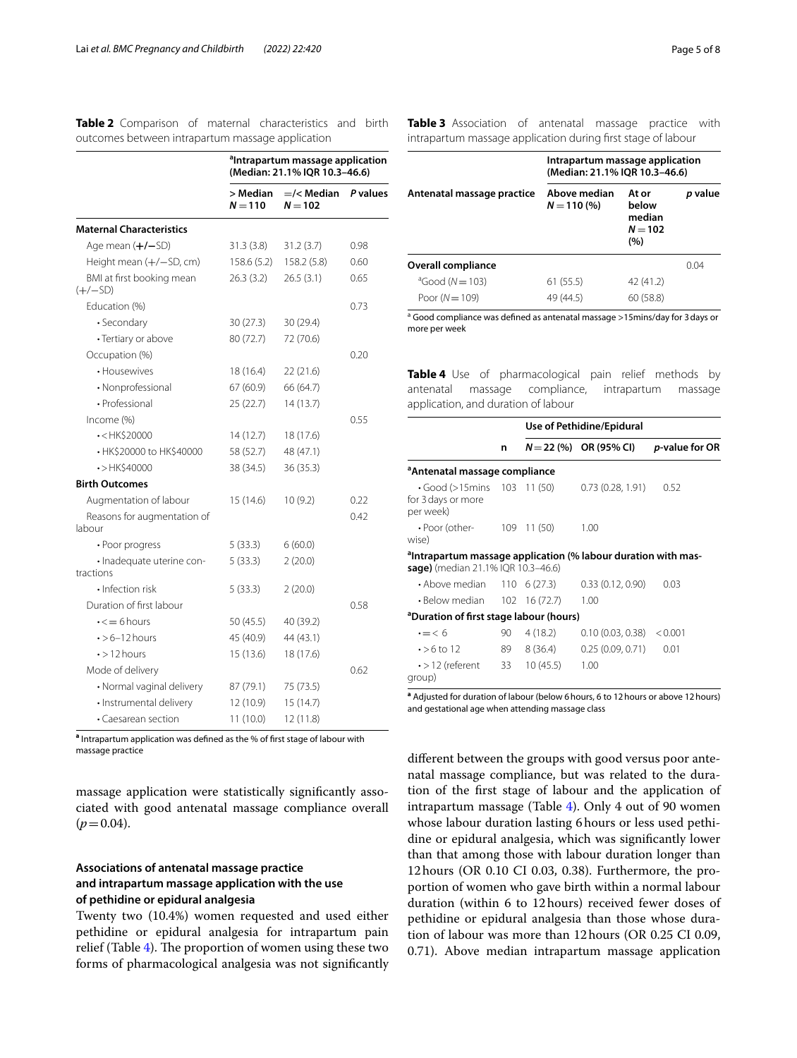**Table 2** Comparison of maternal characteristics and birth outcomes between intrapartum massage application

| | [a]Intrapartum massage application (Median: 21.1% IQR 10.3–46.6) | | |
|---|---|---|---|
| | > Median $N=110$ | =/< Median $N=102$ | *P* values |
| **Maternal Characteristics** | | | |
| Age mean (+/−SD) | 31.3 (3.8) | 31.2 (3.7) | 0.98 |
| Height mean (+/−SD, cm) | 158.6 (5.2) | 158.2 (5.8) | 0.60 |
| BMI at first booking mean (+/−SD) | 26.3 (3.2) | 26.5 (3.1) | 0.65 |
| Education (%) | | | 0.73 |
| • Secondary | 30 (27.3) | 30 (29.4) | |
| • Tertiary or above | 80 (72.7) | 72 (70.6) | |
| Occupation (%) | | | 0.20 |
| • Housewives | 18 (16.4) | 22 (21.6) | |
| • Nonprofessional | 67 (60.9) | 66 (64.7) | |
| • Professional | 25 (22.7) | 14 (13.7) | |
| Income (%) | | | 0.55 |
| • <HK$20000 | 14 (12.7) | 18 (17.6) | |
| • HK$20000 to HK$40000 | 58 (52.7) | 48 (47.1) | |
| • >HK$40000 | 38 (34.5) | 36 (35.3) | |
| **Birth Outcomes** | | | |
| Augmentation of labour | 15 (14.6) | 10 (9.2) | 0.22 |
| Reasons for augmentation of labour | | | 0.42 |
| • Poor progress | 5 (33.3) | 6 (60.0) | |
| • Inadequate uterine contractions | 5 (33.3) | 2 (20.0) | |
| • Infection risk | 5 (33.3) | 2 (20.0) | |
| Duration of first labour | | | 0.58 |
| • <= 6 hours | 50 (45.5) | 40 (39.2) | |
| • >6–12 hours | 45 (40.9) | 44 (43.1) | |
| • >12 hours | 15 (13.6) | 18 (17.6) | |
| Mode of delivery | | | 0.62 |
| • Normal vaginal delivery | 87 (79.1) | 75 (73.5) | |
| • Instrumental delivery | 12 (10.9) | 15 (14.7) | |
| • Caesarean section | 11 (10.0) | 12 (11.8) | |

[a] Intrapartum application was defined as the % of first stage of labour with massage practice

massage application were statistically significantly associated with good antenatal massage compliance overall ($p=0.04$).

## Associations of antenatal massage practice and intrapartum massage application with the use of pethidine or epidural analgesia

Twenty two (10.4%) women requested and used either pethidine or epidural analgesia for intrapartum pain relief (Table 4). The proportion of women using these two forms of pharmacological analgesia was not significantly different between the groups with good versus poor antenatal massage compliance, but was related to the duration of the first stage of labour and the application of intrapartum massage (Table 4). Only 4 out of 90 women whose labour duration lasting 6 hours or less used pethidine or epidural analgesia, which was significantly lower than that among those with labour duration longer than 12 hours (OR 0.10 CI 0.03, 0.38). Furthermore, the proportion of women who gave birth within a normal labour duration (within 6 to 12 hours) received fewer doses of pethidine or epidural analgesia than those whose duration of labour was more than 12 hours (OR 0.25 CI 0.09, 0.71). Above median intrapartum massage application

**Table 3** Association of antenatal massage practice with intrapartum massage application during first stage of labour

| | Intrapartum massage application (Median: 21.1% IQR 10.3–46.6) | | |
|---|---|---|---|
| Antenatal massage practice | Above median $N=110$ (%) | At or below median $N=102$ (%) | *p* value |
| **Overall compliance** | | | 0.04 |
| [a]Good ($N=103$) | 61 (55.5) | 42 (41.2) | |
| Poor ($N=109$) | 49 (44.5) | 60 (58.8) | |

[a] Good compliance was defined as antenatal massage >15mins/day for 3 days or more per week

**Table 4** Use of pharmacological pain relief methods by antenatal massage compliance, intrapartum massage application, and duration of labour

| | | Use of Pethidine/Epidural | | |
|---|---|---|---|---|
| | n | $N=22$ (%) | OR (95% CI) | *p*-value for OR |
| **[a]Antenatal massage compliance** | | | | |
| • Good (>15mins for 3 days or more per week) | 103 | 11 (50) | 0.73 (0.28, 1.91) | 0.52 |
| • Poor (otherwise) | 109 | 11 (50) | 1.00 | |
| **[a]Intrapartum massage application (% labour duration with massage)** (median 21.1% IQR 10.3–46.6) | | | | |
| • Above median | 110 | 6 (27.3) | 0.33 (0.12, 0.90) | 0.03 |
| • Below median | 102 | 16 (72.7) | 1.00 | |
| **[a]Duration of first stage labour (hours)** | | | | |
| • =< 6 | 90 | 4 (18.2) | 0.10 (0.03, 0.38) | <0.001 |
| • >6 to 12 | 89 | 8 (36.4) | 0.25 (0.09, 0.71) | 0.01 |
| • >12 (referent group) | 33 | 10 (45.5) | 1.00 | |

[a] Adjusted for duration of labour (below 6 hours, 6 to 12 hours or above 12 hours) and gestational age when attending massage class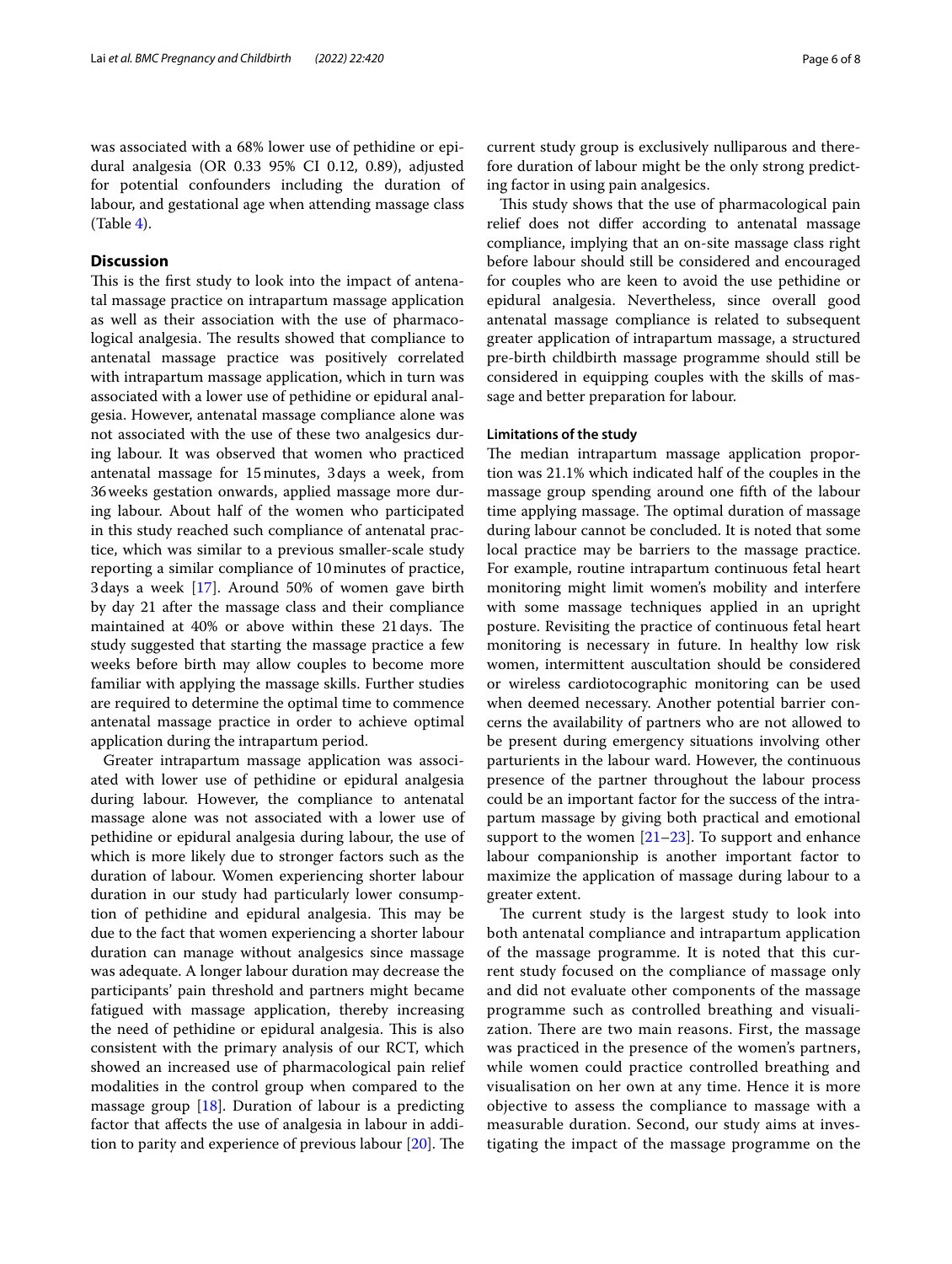was associated with a 68% lower use of pethidine or epidural analgesia (OR 0.33 95% CI 0.12, 0.89), adjusted for potential confounders including the duration of labour, and gestational age when attending massage class (Table 4).

## Discussion

This is the first study to look into the impact of antenatal massage practice on intrapartum massage application as well as their association with the use of pharmacological analgesia. The results showed that compliance to antenatal massage practice was positively correlated with intrapartum massage application, which in turn was associated with a lower use of pethidine or epidural analgesia. However, antenatal massage compliance alone was not associated with the use of these two analgesics during labour. It was observed that women who practiced antenatal massage for 15 minutes, 3 days a week, from 36 weeks gestation onwards, applied massage more during labour. About half of the women who participated in this study reached such compliance of antenatal practice, which was similar to a previous smaller-scale study reporting a similar compliance of 10 minutes of practice, 3 days a week [17]. Around 50% of women gave birth by day 21 after the massage class and their compliance maintained at 40% or above within these 21 days. The study suggested that starting the massage practice a few weeks before birth may allow couples to become more familiar with applying the massage skills. Further studies are required to determine the optimal time to commence antenatal massage practice in order to achieve optimal application during the intrapartum period.

Greater intrapartum massage application was associated with lower use of pethidine or epidural analgesia during labour. However, the compliance to antenatal massage alone was not associated with a lower use of pethidine or epidural analgesia during labour, the use of which is more likely due to stronger factors such as the duration of labour. Women experiencing shorter labour duration in our study had particularly lower consumption of pethidine and epidural analgesia. This may be due to the fact that women experiencing a shorter labour duration can manage without analgesics since massage was adequate. A longer labour duration may decrease the participants' pain threshold and partners might became fatigued with massage application, thereby increasing the need of pethidine or epidural analgesia. This is also consistent with the primary analysis of our RCT, which showed an increased use of pharmacological pain relief modalities in the control group when compared to the massage group [18]. Duration of labour is a predicting factor that affects the use of analgesia in labour in addition to parity and experience of previous labour [20]. The current study group is exclusively nulliparous and therefore duration of labour might be the only strong predicting factor in using pain analgesics.

This study shows that the use of pharmacological pain relief does not differ according to antenatal massage compliance, implying that an on-site massage class right before labour should still be considered and encouraged for couples who are keen to avoid the use pethidine or epidural analgesia. Nevertheless, since overall good antenatal massage compliance is related to subsequent greater application of intrapartum massage, a structured pre-birth childbirth massage programme should still be considered in equipping couples with the skills of massage and better preparation for labour.

### Limitations of the study

The median intrapartum massage application proportion was 21.1% which indicated half of the couples in the massage group spending around one fifth of the labour time applying massage. The optimal duration of massage during labour cannot be concluded. It is noted that some local practice may be barriers to the massage practice. For example, routine intrapartum continuous fetal heart monitoring might limit women's mobility and interfere with some massage techniques applied in an upright posture. Revisiting the practice of continuous fetal heart monitoring is necessary in future. In healthy low risk women, intermittent auscultation should be considered or wireless cardiotocographic monitoring can be used when deemed necessary. Another potential barrier concerns the availability of partners who are not allowed to be present during emergency situations involving other parturients in the labour ward. However, the continuous presence of the partner throughout the labour process could be an important factor for the success of the intrapartum massage by giving both practical and emotional support to the women [21–23]. To support and enhance labour companionship is another important factor to maximize the application of massage during labour to a greater extent.

The current study is the largest study to look into both antenatal compliance and intrapartum application of the massage programme. It is noted that this current study focused on the compliance of massage only and did not evaluate other components of the massage programme such as controlled breathing and visualization. There are two main reasons. First, the massage was practiced in the presence of the women's partners, while women could practice controlled breathing and visualisation on her own at any time. Hence it is more objective to assess the compliance to massage with a measurable duration. Second, our study aims at investigating the impact of the massage programme on the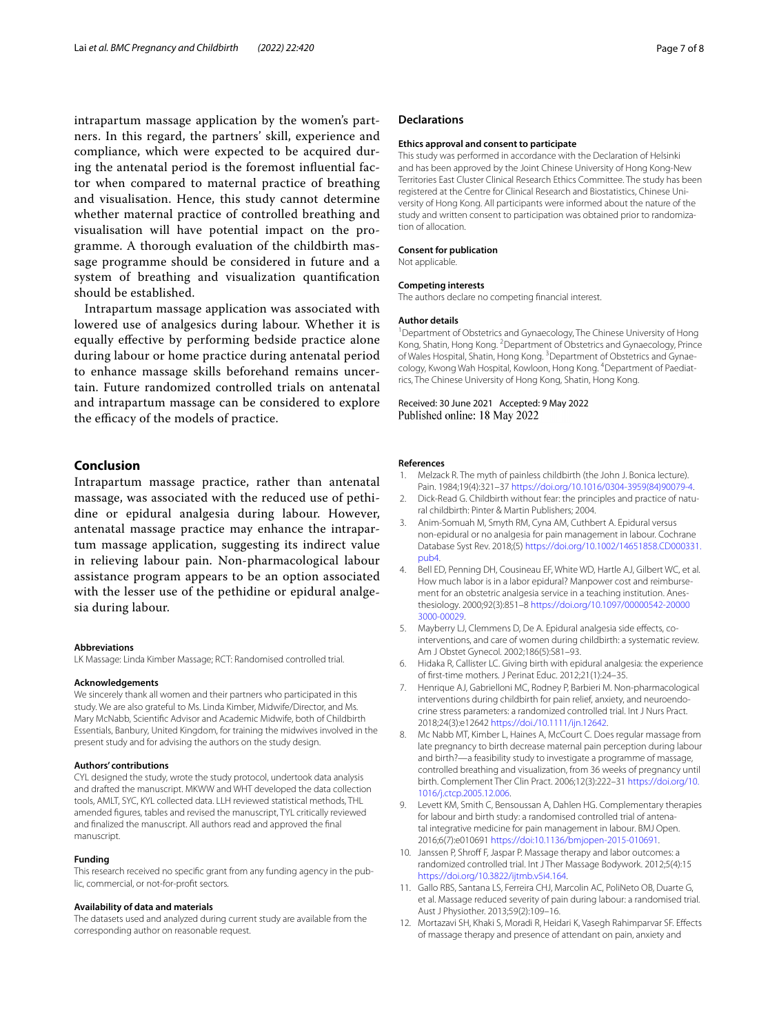intrapartum massage application by the women's partners. In this regard, the partners' skill, experience and compliance, which were expected to be acquired during the antenatal period is the foremost influential factor when compared to maternal practice of breathing and visualisation. Hence, this study cannot determine whether maternal practice of controlled breathing and visualisation will have potential impact on the programme. A thorough evaluation of the childbirth massage programme should be considered in future and a system of breathing and visualization quantification should be established.

Intrapartum massage application was associated with lowered use of analgesics during labour. Whether it is equally effective by performing bedside practice alone during labour or home practice during antenatal period to enhance massage skills beforehand remains uncertain. Future randomized controlled trials on antenatal and intrapartum massage can be considered to explore the efficacy of the models of practice.

## Conclusion

Intrapartum massage practice, rather than antenatal massage, was associated with the reduced use of pethidine or epidural analgesia during labour. However, antenatal massage practice may enhance the intrapartum massage application, suggesting its indirect value in relieving labour pain. Non-pharmacological labour assistance program appears to be an option associated with the lesser use of the pethidine or epidural analgesia during labour.

#### Abbreviations

LK Massage: Linda Kimber Massage; RCT: Randomised controlled trial.

#### Acknowledgements

We sincerely thank all women and their partners who participated in this study. We are also grateful to Ms. Linda Kimber, Midwife/Director, and Ms. Mary McNabb, Scientific Advisor and Academic Midwife, both of Childbirth Essentials, Banbury, United Kingdom, for training the midwives involved in the present study and for advising the authors on the study design.

#### Authors' contributions

CYL designed the study, wrote the study protocol, undertook data analysis and drafted the manuscript. MKWW and WHT developed the data collection tools, AMLT, SYC, KYL collected data. LLH reviewed statistical methods, THL amended figures, tables and revised the manuscript, TYL critically reviewed and finalized the manuscript. All authors read and approved the final manuscript.

#### Funding

This research received no specific grant from any funding agency in the public, commercial, or not-for-profit sectors.

#### Availability of data and materials

The datasets used and analyzed during current study are available from the corresponding author on reasonable request.

## Declarations

#### Ethics approval and consent to participate

This study was performed in accordance with the Declaration of Helsinki and has been approved by the Joint Chinese University of Hong Kong-New Territories East Cluster Clinical Research Ethics Committee. The study has been registered at the Centre for Clinical Research and Biostatistics, Chinese University of Hong Kong. All participants were informed about the nature of the study and written consent to participation was obtained prior to randomization of allocation.

#### Consent for publication

Not applicable.

#### Competing interests

The authors declare no competing financial interest.

#### Author details

[1]Department of Obstetrics and Gynaecology, The Chinese University of Hong Kong, Shatin, Hong Kong. [2]Department of Obstetrics and Gynaecology, Prince of Wales Hospital, Shatin, Hong Kong. [3]Department of Obstetrics and Gynaecology, Kwong Wah Hospital, Kowloon, Hong Kong. [4]Department of Paediatrics, The Chinese University of Hong Kong, Shatin, Hong Kong.

Received: 30 June 2021 Accepted: 9 May 2022
Published online: 18 May 2022

## References

1. Melzack R. The myth of painless childbirth (the John J. Bonica lecture). Pain. 1984;19(4):321–37 https://doi.org/10.1016/0304-3959(84)90079-4.
2. Dick-Read G. Childbirth without fear: the principles and practice of natural childbirth: Pinter & Martin Publishers; 2004.
3. Anim-Somuah M, Smyth RM, Cyna AM, Cuthbert A. Epidural versus non-epidural or no analgesia for pain management in labour. Cochrane Database Syst Rev. 2018;(5) https://doi.org/10.1002/14651858.CD000331.pub4.
4. Bell ED, Penning DH, Cousineau EF, White WD, Hartle AJ, Gilbert WC, et al. How much labor is in a labor epidural? Manpower cost and reimbursement for an obstetric analgesia service in a teaching institution. Anesthesiology. 2000;92(3):851–8 https://doi.org/10.1097/00000542-200003000-00029.
5. Mayberry LJ, Clemmens D, De A. Epidural analgesia side effects, co-interventions, and care of women during childbirth: a systematic review. Am J Obstet Gynecol. 2002;186(5):S81–93.
6. Hidaka R, Callister LC. Giving birth with epidural analgesia: the experience of first-time mothers. J Perinat Educ. 2012;21(1):24–35.
7. Henrique AJ, Gabrielloni MC, Rodney P, Barbieri M. Non-pharmacological interventions during childbirth for pain relief, anxiety, and neuroendocrine stress parameters: a randomized controlled trial. Int J Nurs Pract. 2018;24(3):e12642 https://doi./10.1111/ijn.12642.
8. Mc Nabb MT, Kimber L, Haines A, McCourt C. Does regular massage from late pregnancy to birth decrease maternal pain perception during labour and birth?—a feasibility study to investigate a programme of massage, controlled breathing and visualization, from 36 weeks of pregnancy until birth. Complement Ther Clin Pract. 2006;12(3):222–31 https://doi.org/10.1016/j.ctcp.2005.12.006.
9. Levett KM, Smith C, Bensoussan A, Dahlen HG. Complementary therapies for labour and birth study: a randomised controlled trial of antenatal integrative medicine for pain management in labour. BMJ Open. 2016;6(7):e010691 https://doi:10.1136/bmjopen-2015-010691.
10. Janssen P, Shroff F, Jaspar P. Massage therapy and labor outcomes: a randomized controlled trial. Int J Ther Massage Bodywork. 2012;5(4):15 https://doi.org/10.3822/ijtmb.v5i4.164.
11. Gallo RBS, Santana LS, Ferreira CHJ, Marcolin AC, PoliNeto OB, Duarte G, et al. Massage reduced severity of pain during labour: a randomised trial. Aust J Physiother. 2013;59(2):109–16.
12. Mortazavi SH, Khaki S, Moradi R, Heidari K, Vasegh Rahimparvar SF. Effects of massage therapy and presence of attendant on pain, anxiety and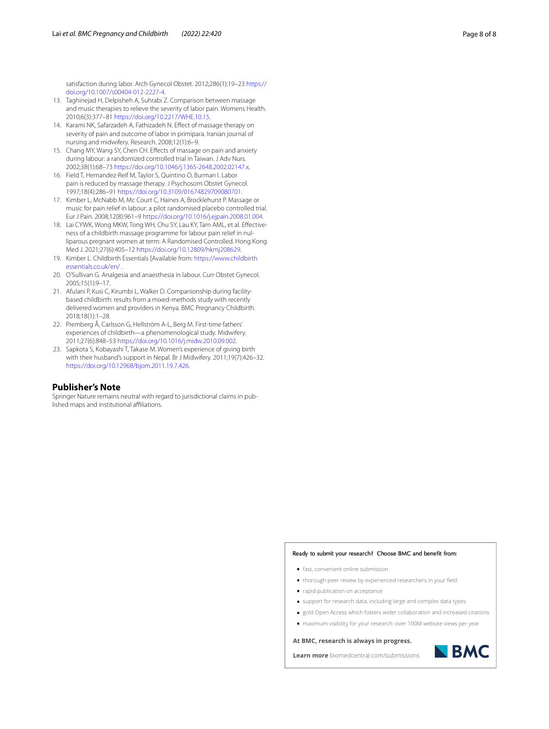satisfaction during labor. Arch Gynecol Obstet. 2012;286(1):19–23 https://doi.org/10.1007/s00404-012-2227-4.

13. Taghinejad H, Delpisheh A, Suhrabi Z. Comparison between massage and music therapies to relieve the severity of labor pain. Womens Health. 2010;6(3):377–81 https://doi.org/10.2217/WHE.10.15.
14. Karami NK, Safarzadeh A, Fathizadeh N. Effect of massage therapy on severity of pain and outcome of labor in primipara. Iranian journal of nursing and midwifery. Research. 2008;12(1):6–9.
15. Chang MY, Wang SY, Chen CH. Effects of massage on pain and anxiety during labour: a randomized controlled trial in Taiwan. J Adv Nurs. 2002;38(1):68–73 https://doi.org/10.1046/j.1365-2648.2002.02147.x.
16. Field T, Hernandez-Reif M, Taylor S, Quintino O, Burman I. Labor pain is reduced by massage therapy. J Psychosom Obstet Gynecol. 1997;18(4):286–91 https://doi.org/10.3109/01674829709080701.
17. Kimber L, McNabb M, Mc Court C, Haines A, Brocklehurst P. Massage or music for pain relief in labour: a pilot randomised placebo controlled trial. Eur J Pain. 2008;12(8):961–9 https://doi.org/10.1016/j.ejpain.2008.01.004.
18. Lai CYWK, Wong MKW, Tong WH, Chu SY, Lau KY, Tam AML, et al. Effectiveness of a childbirth massage programme for labour pain relief in nulliparous pregnant women at term: A Randomised Controlled. Hong Kong Med J. 2021;27(6):405–12 https://doi.org/10.12809/hkmj208629.
19. Kimber L. Childbirth Essentials [Available from: https://www.childbirthessentials.co.uk/en/ .
20. O'Sullivan G. Analgesia and anaesthesia in labour. Curr Obstet Gynecol. 2005;15(1):9–17.
21. Afulani P, Kusi C, Kirumbi L, Walker D. Companionship during facility-based childbirth: results from a mixed-methods study with recently delivered women and providers in Kenya. BMC Pregnancy Childbirth. 2018;18(1):1–28.
22. Premberg Å, Carlsson G, Hellström A-L, Berg M. First-time fathers' experiences of childbirth—a phenomenological study. Midwifery. 2011;27(6):848–53 https://doi.org/10.1016/j.midw.2010.09.002.
23. Sapkota S, Kobayashi T, Takase M. Women's experience of giving birth with their husband's support in Nepal. Br J Midwifery. 2011;19(7):426–32. https://doi.org/10.12968/bjom.2011.19.7.426.

## Publisher's Note

Springer Nature remains neutral with regard to jurisdictional claims in published maps and institutional affiliations.

Ready to submit your research? Choose BMC and benefit from:

- fast, convenient online submission
- thorough peer review by experienced researchers in your field
- rapid publication on acceptance
- support for research data, including large and complex data types
- gold Open Access which fosters wider collaboration and increased citations
- maximum visibility for your research: over 100M website views per year

**At BMC, research is always in progress.**

**Learn more** biomedcentral.com/submissions

BMC